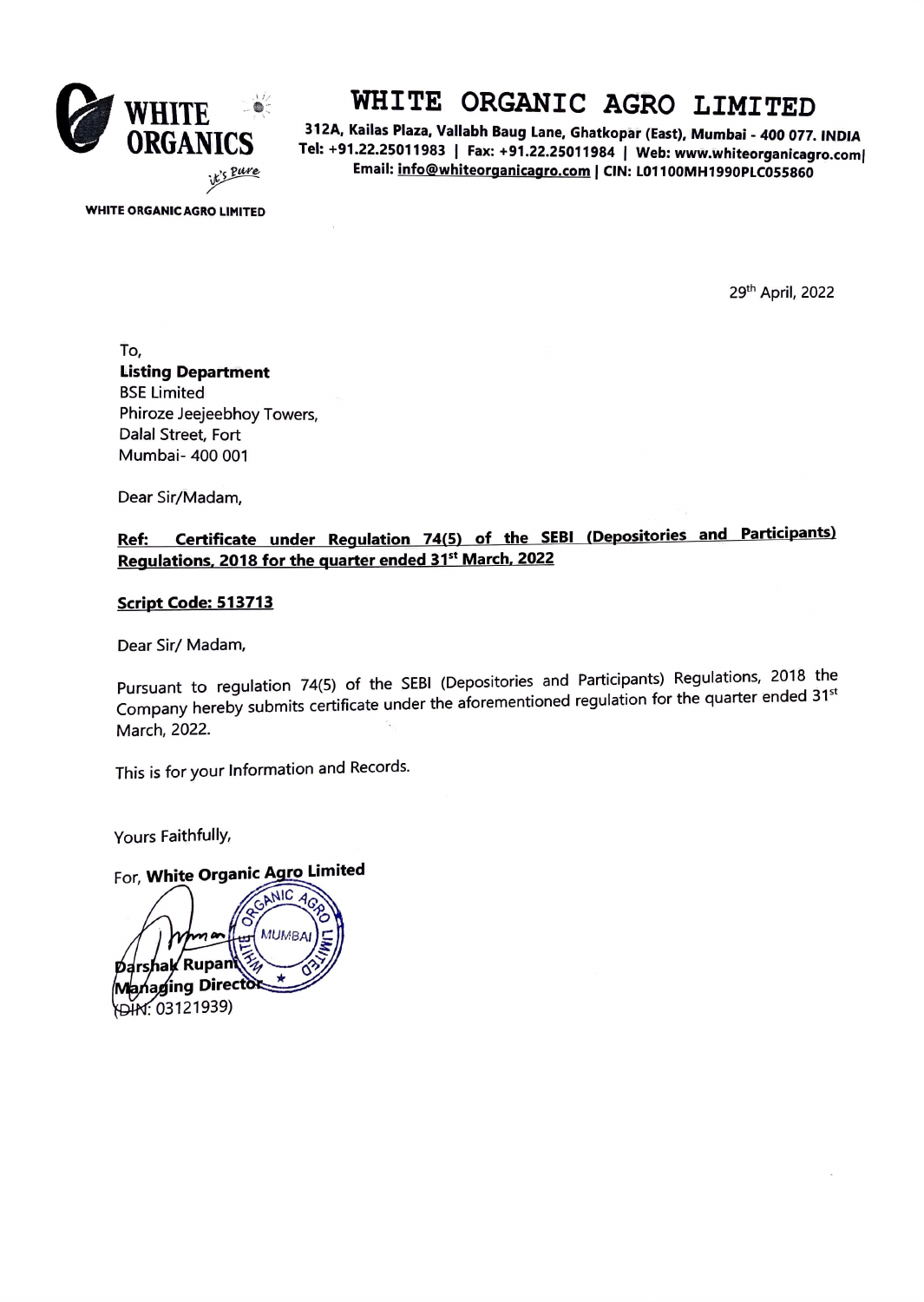# WHITE ORGANIC AGRO LIMITED

**312A, Kailas Plaza, Vallabh Baug Lane, Ghatkopar (East), Mumbai - 400 077. INDIA**
**Tel: +91.22.25011983 | Fax: +91.22.25011984 | Web: www.whiteorganicagro.com|**
**Email: info@whiteorganicagro.com | CIN: L01100MH1990PLC055860**

**WHITE ORGANIC AGRO LIMITED**

29th April, 2022

To,
**Listing Department**
BSE Limited
Phiroze Jeejeebhoy Towers,
Dalal Street, Fort
Mumbai- 400 001

Dear Sir/Madam,

**Ref: Certificate under Regulation 74(5) of the SEBI (Depositories and Participants) Regulations, 2018 for the quarter ended 31st March, 2022**

**Script Code: 513713**

Dear Sir/ Madam,

Pursuant to regulation 74(5) of the SEBI (Depositories and Participants) Regulations, 2018 the Company hereby submits certificate under the aforementioned regulation for the quarter ended 31st March, 2022.

This is for your Information and Records.

Yours Faithfully,

For, **White Organic Agro Limited**

**Darshak Rupani**
**Managing Director**
(DIN: 03121939)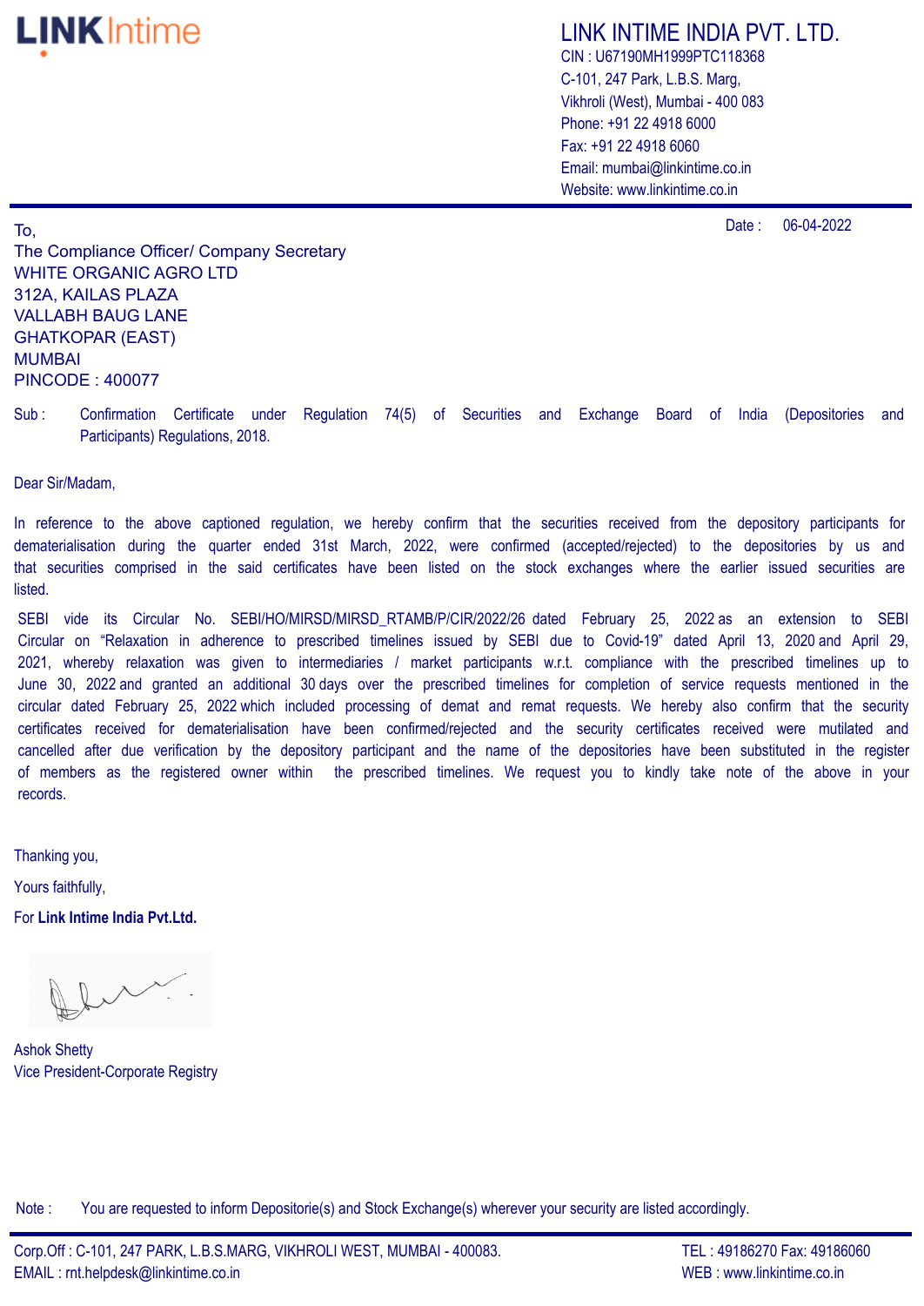# LINK INTIME INDIA PVT. LTD.

CIN : U67190MH1999PTC118368
C-101, 247 Park, L.B.S. Marg,
Vikhroli (West), Mumbai - 400 083
Phone: +91 22 4918 6000
Fax: +91 22 4918 6060
Email: mumbai@linkintime.co.in
Website: www.linkintime.co.in

Date : 06-04-2022

To,
The Compliance Officer/ Company Secretary
WHITE ORGANIC AGRO LTD
312A, KAILAS PLAZA
VALLABH BAUG LANE
GHATKOPAR (EAST)
MUMBAI
PINCODE : 400077

Sub : Confirmation Certificate under Regulation 74(5) of Securities and Exchange Board of India (Depositories and Participants) Regulations, 2018.

Dear Sir/Madam,

In reference to the above captioned regulation, we hereby confirm that the securities received from the depository participants for dematerialisation during the quarter ended 31st March, 2022, were confirmed (accepted/rejected) to the depositories by us and that securities comprised in the said certificates have been listed on the stock exchanges where the earlier issued securities are listed.

SEBI vide its Circular No. SEBI/HO/MIRSD/MIRSD_RTAMB/P/CIR/2022/26 dated February 25, 2022 as an extension to SEBI Circular on "Relaxation in adherence to prescribed timelines issued by SEBI due to Covid-19" dated April 13, 2020 and April 29, 2021, whereby relaxation was given to intermediaries / market participants w.r.t. compliance with the prescribed timelines up to June 30, 2022 and granted an additional 30 days over the prescribed timelines for completion of service requests mentioned in the circular dated February 25, 2022 which included processing of demat and remat requests. We hereby also confirm that the security certificates received for dematerialisation have been confirmed/rejected and the security certificates received were mutilated and cancelled after due verification by the depository participant and the name of the depositories have been substituted in the register of members as the registered owner within the prescribed timelines. We request you to kindly take note of the above in your records.

Thanking you,

Yours faithfully,

For **Link Intime India Pvt.Ltd.**

Ashok Shetty
Vice President-Corporate Registry

Note : You are requested to inform Depositorie(s) and Stock Exchange(s) wherever your security are listed accordingly.

Corp.Off : C-101, 247 PARK, L.B.S.MARG, VIKHROLI WEST, MUMBAI - 400083. TEL : 49186270 Fax: 49186060
EMAIL : rnt.helpdesk@linkintime.co.in WEB : www.linkintime.co.in